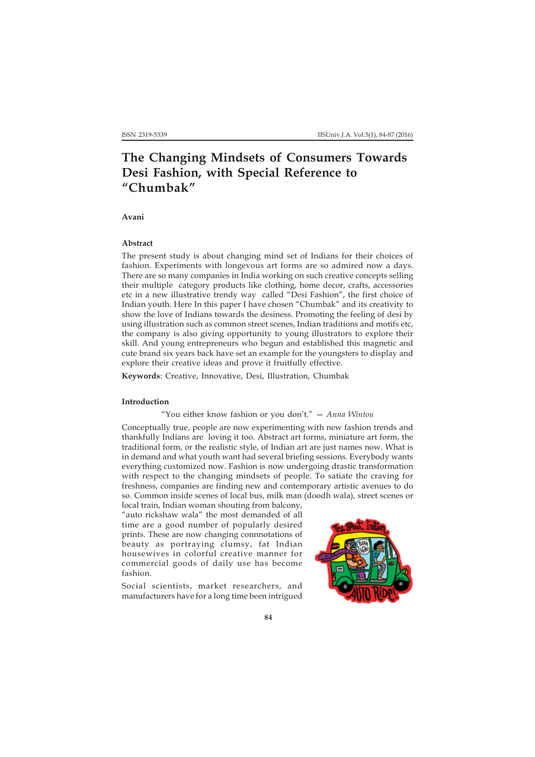# The Changing Mindsets of Consumers Towards Desi Fashion, with Special Reference to "Chumbak"

**Avani**

### Abstract

The present study is about changing mind set of Indians for their choices of fashion. Experiments with longevous art forms are so admired now a days. There are so many companies in India working on such creative concepts selling their multiple category products like clothing, home decor, crafts, accessories etc in a new illustrative trendy way called "Desi Fashion", the first choice of Indian youth. Here In this paper I have chosen "Chumbak" and its creativity to show the love of Indians towards the desiness. Promoting the feeling of desi by using illustration such as common street scenes, Indian traditions and motifs etc, the company is also giving opportunity to young illustrators to explore their skill. And young entrepreneurs who begun and established this magnetic and cute brand six years back have set an example for the youngsters to display and explore their creative ideas and prove it fruitfully effective.

**Keywords**: Creative, Innovative, Desi, Illustration, Chumbak

### Introduction

"You either know fashion or you don't." — *Anna Wintou*

Conceptually true, people are now experimenting with new fashion trends and thankfully Indians are loving it too. Abstract art forms, miniature art form, the traditional form, or the realistic style, of Indian art are just names now. What is in demand and what youth want had several briefing sessions. Everybody wants everything customized now. Fashion is now undergoing drastic transformation with respect to the changing mindsets of people. To satiate the craving for freshness, companies are finding new and contemporary artistic avenues to do so. Common inside scenes of local bus, milk man (doodh wala), street scenes or local train, Indian woman shouting from balcony, "auto rickshaw wala" the most demanded of all time are a good number of popularly desired prints. These are now changing connnotations of beauty as portraying clumsy, fat Indian housewives in colorful creative manner for commercial goods of daily use has become fashion.

Social scientists, market researchers, and manufacturers have for a long time been intrigued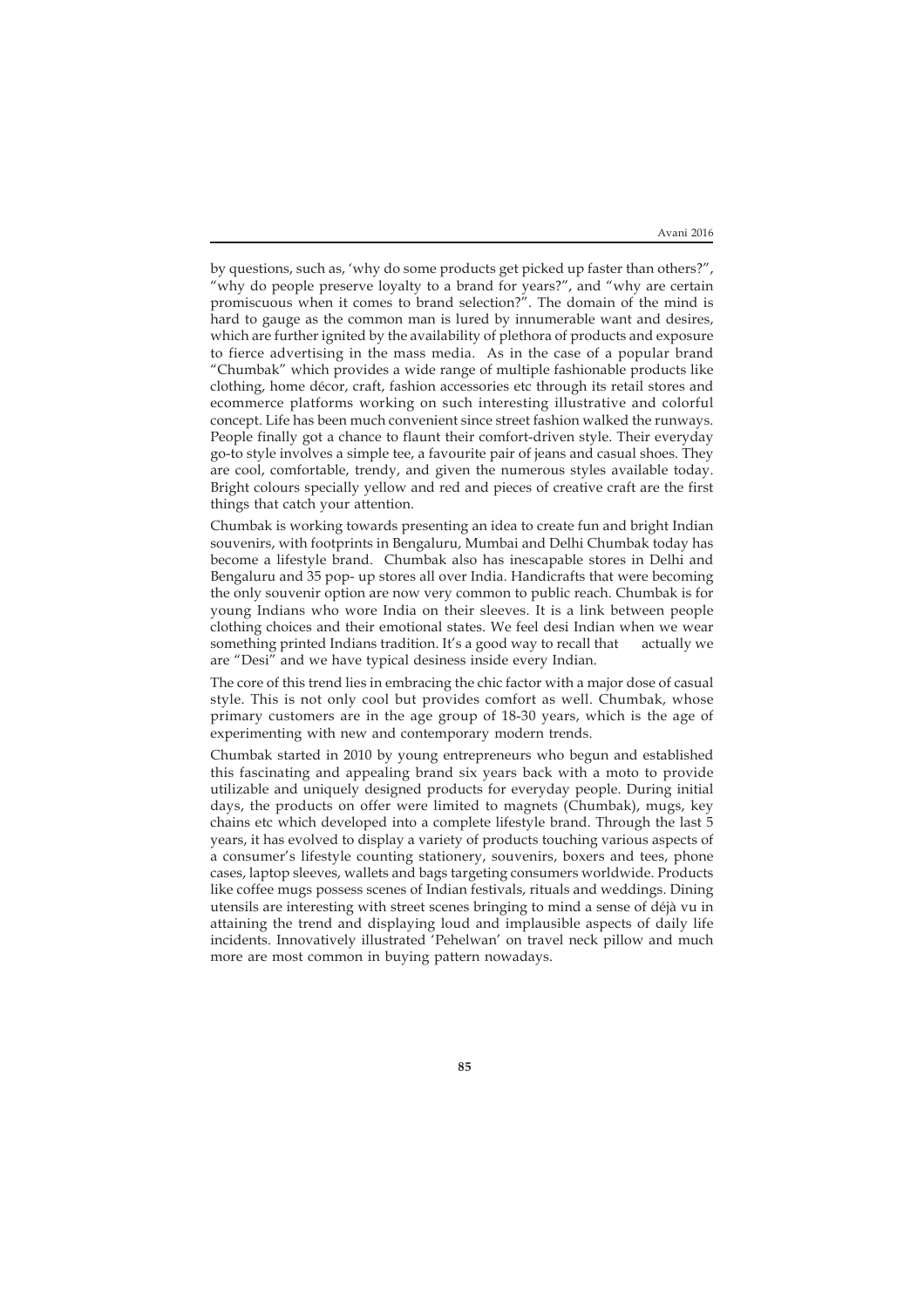by questions, such as, 'why do some products get picked up faster than others?", "why do people preserve loyalty to a brand for years?", and "why are certain promiscuous when it comes to brand selection?". The domain of the mind is hard to gauge as the common man is lured by innumerable want and desires, which are further ignited by the availability of plethora of products and exposure to fierce advertising in the mass media. As in the case of a popular brand "Chumbak" which provides a wide range of multiple fashionable products like clothing, home décor, craft, fashion accessories etc through its retail stores and ecommerce platforms working on such interesting illustrative and colorful concept. Life has been much convenient since street fashion walked the runways. People finally got a chance to flaunt their comfort-driven style. Their everyday go-to style involves a simple tee, a favourite pair of jeans and casual shoes. They are cool, comfortable, trendy, and given the numerous styles available today. Bright colours specially yellow and red and pieces of creative craft are the first things that catch your attention.

Chumbak is working towards presenting an idea to create fun and bright Indian souvenirs, with footprints in Bengaluru, Mumbai and Delhi Chumbak today has become a lifestyle brand. Chumbak also has inescapable stores in Delhi and Bengaluru and 35 pop- up stores all over India. Handicrafts that were becoming the only souvenir option are now very common to public reach. Chumbak is for young Indians who wore India on their sleeves. It is a link between people clothing choices and their emotional states. We feel desi Indian when we wear something printed Indians tradition. It's a good way to recall that actually we are "Desi" and we have typical desiness inside every Indian.

The core of this trend lies in embracing the chic factor with a major dose of casual style. This is not only cool but provides comfort as well. Chumbak, whose primary customers are in the age group of 18-30 years, which is the age of experimenting with new and contemporary modern trends.

Chumbak started in 2010 by young entrepreneurs who begun and established this fascinating and appealing brand six years back with a moto to provide utilizable and uniquely designed products for everyday people. During initial days, the products on offer were limited to magnets (Chumbak), mugs, key chains etc which developed into a complete lifestyle brand. Through the last 5 years, it has evolved to display a variety of products touching various aspects of a consumer's lifestyle counting stationery, souvenirs, boxers and tees, phone cases, laptop sleeves, wallets and bags targeting consumers worldwide. Products like coffee mugs possess scenes of Indian festivals, rituals and weddings. Dining utensils are interesting with street scenes bringing to mind a sense of déjà vu in attaining the trend and displaying loud and implausible aspects of daily life incidents. Innovatively illustrated 'Pehelwan' on travel neck pillow and much more are most common in buying pattern nowadays.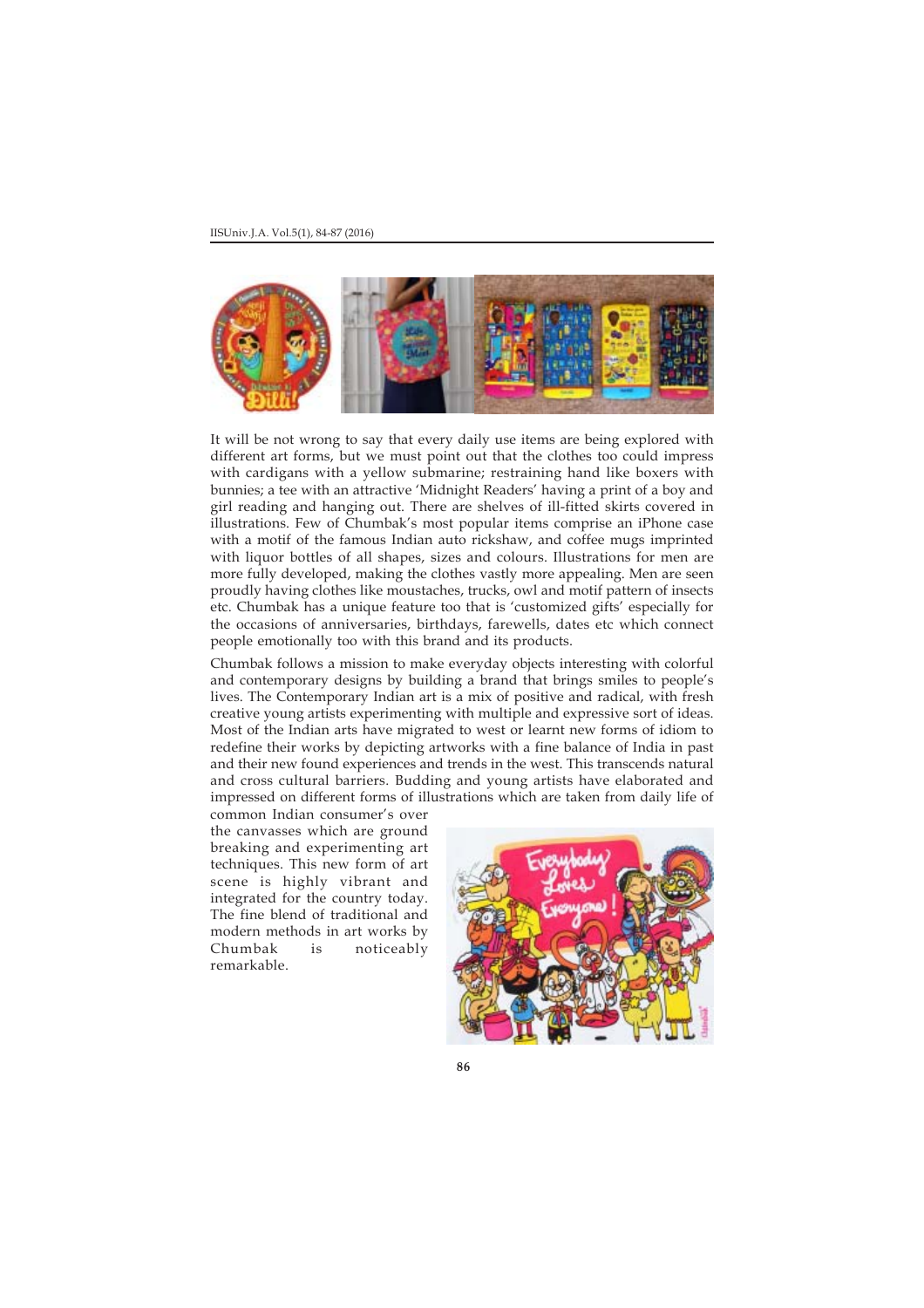It will be not wrong to say that every daily use items are being explored with different art forms, but we must point out that the clothes too could impress with cardigans with a yellow submarine; restraining hand like boxers with bunnies; a tee with an attractive 'Midnight Readers' having a print of a boy and girl reading and hanging out. There are shelves of ill-fitted skirts covered in illustrations. Few of Chumbak's most popular items comprise an iPhone case with a motif of the famous Indian auto rickshaw, and coffee mugs imprinted with liquor bottles of all shapes, sizes and colours. Illustrations for men are more fully developed, making the clothes vastly more appealing. Men are seen proudly having clothes like moustaches, trucks, owl and motif pattern of insects etc. Chumbak has a unique feature too that is 'customized gifts' especially for the occasions of anniversaries, birthdays, farewells, dates etc which connect people emotionally too with this brand and its products.

Chumbak follows a mission to make everyday objects interesting with colorful and contemporary designs by building a brand that brings smiles to people's lives. The Contemporary Indian art is a mix of positive and radical, with fresh creative young artists experimenting with multiple and expressive sort of ideas. Most of the Indian arts have migrated to west or learnt new forms of idiom to redefine their works by depicting artworks with a fine balance of India in past and their new found experiences and trends in the west. This transcends natural and cross cultural barriers. Budding and young artists have elaborated and impressed on different forms of illustrations which are taken from daily life of common Indian consumer's over the canvasses which are ground breaking and experimenting art techniques. This new form of art scene is highly vibrant and integrated for the country today. The fine blend of traditional and modern methods in art works by Chumbak is noticeably remarkable.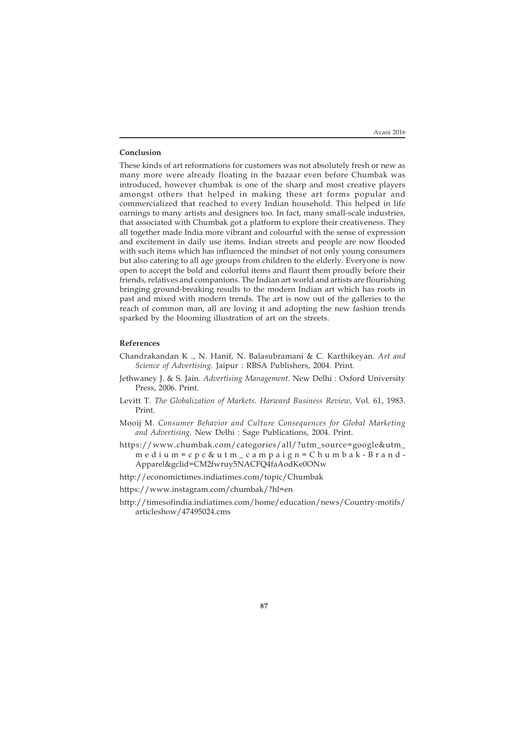## Conclusion

These kinds of art reformations for customers was not absolutely fresh or new as many more were already floating in the bazaar even before Chumbak was introduced, however chumbak is one of the sharp and most creative players amongst others that helped in making these art forms popular and commercialized that reached to every Indian household. This helped in life earnings to many artists and designers too. In fact, many small-scale industries, that associated with Chumbak got a platform to explore their creativeness. They all together made India more vibrant and colourful with the sense of expression and excitement in daily use items. Indian streets and people are now flooded with such items which has influenced the mindset of not only young consumers but also catering to all age groups from children to the elderly. Everyone is now open to accept the bold and colorful items and flaunt them proudly before their friends, relatives and companions. The Indian art world and artists are flourishing bringing ground-breaking results to the modern Indian art which has roots in past and mixed with modern trends. The art is now out of the galleries to the reach of common man, all are loving it and adopting the new fashion trends sparked by the blooming illustration of art on the streets.

## References

Chandrakandan K ., N. Hanif, N. Balasubramani & C. Karthikeyan. *Art and Science of Advertising*. Jaipur : RBSA Publishers, 2004. Print.

Jethwaney J. & S. Jain. *Advertising Management*. New Delhi : Oxford University Press, 2006. Print.

Levitt T. *The Globalization of Markets. Harward Business Review*, Vol. 61, 1983. Print.

Mooij M. *Consumer Behavior and Culture Consequences for Global Marketing and Advertising.* New Delhi : Sage Publications, 2004. Print.

https://www.chumbak.com/categories/all/?utm_source=google&utm_medium=cpc&utm_campaign=Chumbak-Brand-Apparel&gclid=CM2fwruy5NACFQ4faAodKe0ONw

http://economictimes.indiatimes.com/topic/Chumbak

https://www.instagram.com/chumbak/?hl=en

http://timesofindia.indiatimes.com/home/education/news/Country-motifs/articleshow/47495024.cms